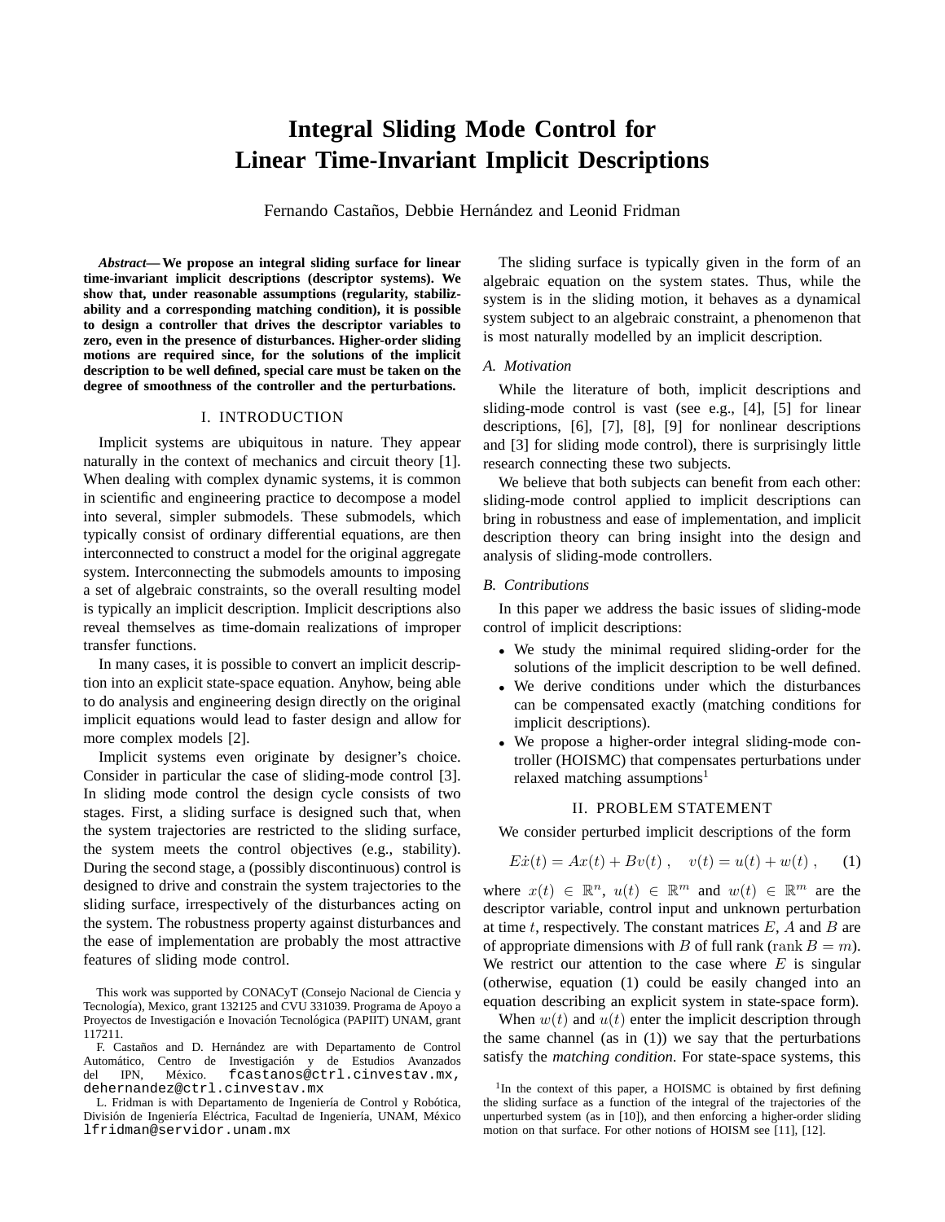# Integral Sliding Mode Control for Linear Time-Invariant Implicit Descriptions

Fernando Castaños, Debbie Hernández and Leonid Fridman

***Abstract*— We propose an integral sliding surface for linear time-invariant implicit descriptions (descriptor systems). We show that, under reasonable assumptions (regularity, stabilizability and a corresponding matching condition), it is possible to design a controller that drives the descriptor variables to zero, even in the presence of disturbances. Higher-order sliding motions are required since, for the solutions of the implicit description to be well defined, special care must be taken on the degree of smoothness of the controller and the perturbations.**

## I. INTRODUCTION

Implicit systems are ubiquitous in nature. They appear naturally in the context of mechanics and circuit theory [1]. When dealing with complex dynamic systems, it is common in scientific and engineering practice to decompose a model into several, simpler submodels. These submodels, which typically consist of ordinary differential equations, are then interconnected to construct a model for the original aggregate system. Interconnecting the submodels amounts to imposing a set of algebraic constraints, so the overall resulting model is typically an implicit description. Implicit descriptions also reveal themselves as time-domain realizations of improper transfer functions.

In many cases, it is possible to convert an implicit description into an explicit state-space equation. Anyhow, being able to do analysis and engineering design directly on the original implicit equations would lead to faster design and allow for more complex models [2].

Implicit systems even originate by designer's choice. Consider in particular the case of sliding-mode control [3]. In sliding mode control the design cycle consists of two stages. First, a sliding surface is designed such that, when the system trajectories are restricted to the sliding surface, the system meets the control objectives (e.g., stability). During the second stage, a (possibly discontinuous) control is designed to drive and constrain the system trajectories to the sliding surface, irrespectively of the disturbances acting on the system. The robustness property against disturbances and the ease of implementation are probably the most attractive features of sliding mode control.

The sliding surface is typically given in the form of an algebraic equation on the system states. Thus, while the system is in the sliding motion, it behaves as a dynamical system subject to an algebraic constraint, a phenomenon that is most naturally modelled by an implicit description.

### A. Motivation

While the literature of both, implicit descriptions and sliding-mode control is vast (see e.g., [4], [5] for linear descriptions, [6], [7], [8], [9] for nonlinear descriptions and [3] for sliding mode control), there is surprisingly little research connecting these two subjects.

We believe that both subjects can benefit from each other: sliding-mode control applied to implicit descriptions can bring in robustness and ease of implementation, and implicit description theory can bring insight into the design and analysis of sliding-mode controllers.

### B. Contributions

In this paper we address the basic issues of sliding-mode control of implicit descriptions:

- We study the minimal required sliding-order for the solutions of the implicit description to be well defined.
- We derive conditions under which the disturbances can be compensated exactly (matching conditions for implicit descriptions).
- We propose a higher-order integral sliding-mode controller (HOISMC) that compensates perturbations under relaxed matching assumptions[1]

## II. PROBLEM STATEMENT

We consider perturbed implicit descriptions of the form

$$E\dot{x}(t) = Ax(t) + Bv(t) \ , \quad v(t) = u(t) + w(t) \ , \qquad (1)$$

where $x(t) \in \mathbb{R}^n$, $u(t) \in \mathbb{R}^m$ and $w(t) \in \mathbb{R}^m$ are the descriptor variable, control input and unknown perturbation at time $t$, respectively. The constant matrices $E$, $A$ and $B$ are of appropriate dimensions with $B$ of full rank ($\operatorname{rank} B = m$). We restrict our attention to the case where $E$ is singular (otherwise, equation (1) could be easily changed into an equation describing an explicit system in state-space form).

When $w(t)$ and $u(t)$ enter the implicit description through the same channel (as in (1)) we say that the perturbations satisfy the *matching condition*. For state-space systems, this

---

This work was supported by CONACyT (Consejo Nacional de Ciencia y Tecnología), Mexico, grant 132125 and CVU 331039. Programa de Apoyo a Proyectos de Investigación e Inovación Tecnológica (PAPIIT) UNAM, grant 117211.

F. Castaños and D. Hernández are with Departamento de Control Automático, Centro de Investigación y de Estudios Avanzados del IPN, México. fcastanos@ctrl.cinvestav.mx, dehernandez@ctrl.cinvestav.mx

L. Fridman is with Departamento de Ingeniería de Control y Robótica, División de Ingeniería Eléctrica, Facultad de Ingeniería, UNAM, México lfridman@servidor.unam.mx

[1] In the context of this paper, a HOISMC is obtained by first defining the sliding surface as a function of the integral of the trajectories of the unperturbed system (as in [10]), and then enforcing a higher-order sliding motion on that surface. For other notions of HOISM see [11], [12].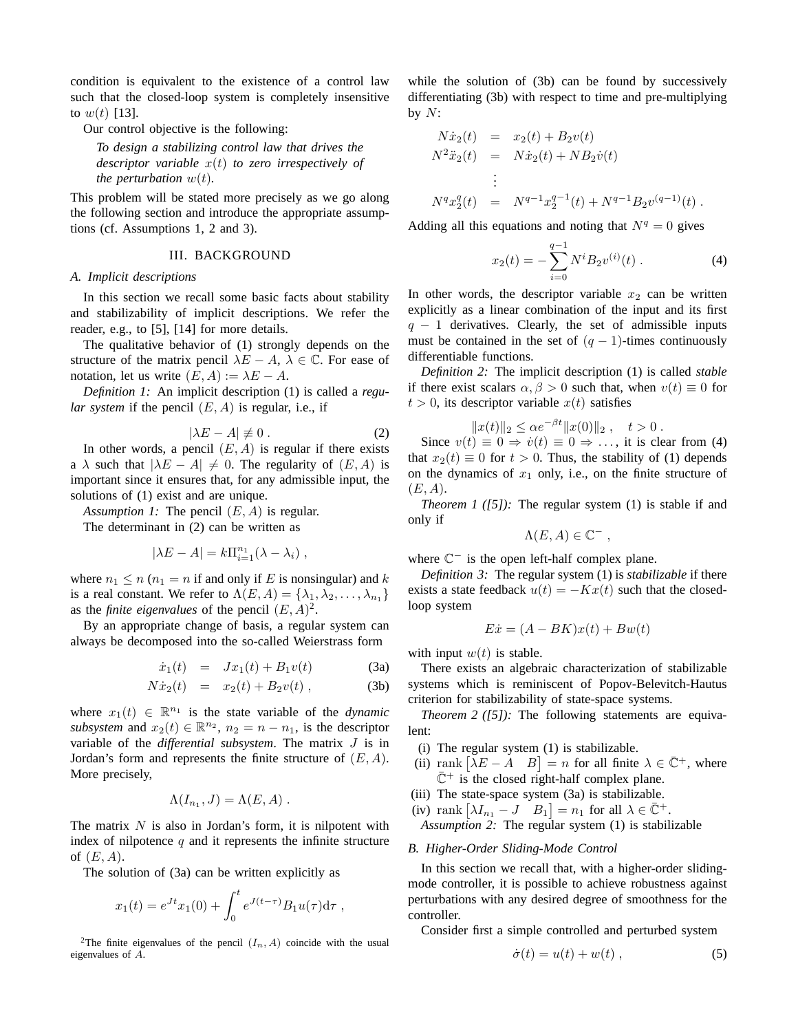condition is equivalent to the existence of a control law such that the closed-loop system is completely insensitive to $w(t)$ [13].

Our control objective is the following:

> *To design a stabilizing control law that drives the descriptor variable $x(t)$ to zero irrespectively of the perturbation $w(t)$.*

This problem will be stated more precisely as we go along the following section and introduce the appropriate assumptions (cf. Assumptions 1, 2 and 3).

## III. BACKGROUND

### A. Implicit descriptions

In this section we recall some basic facts about stability and stabilizability of implicit descriptions. We refer the reader, e.g., to [5], [14] for more details.

The qualitative behavior of (1) strongly depends on the structure of the matrix pencil $\lambda E - A$, $\lambda \in \mathbb{C}$. For ease of notation, let us write $(E, A) := \lambda E - A$.

*Definition 1:* An implicit description (1) is called a *regular system* if the pencil $(E, A)$ is regular, i.e., if

$$|\lambda E - A| \not\equiv 0 \, . \tag{2}$$

In other words, a pencil $(E, A)$ is regular if there exists a $\lambda$ such that $|\lambda E - A| \neq 0$. The regularity of $(E, A)$ is important since it ensures that, for any admissible input, the solutions of (1) exist and are unique.

*Assumption 1:* The pencil $(E, A)$ is regular.

The determinant in (2) can be written as

$$|\lambda E - A| = k\Pi_{i=1}^{n_1}(\lambda - \lambda_i) \, ,$$

where $n_1 \leq n$ ($n_1 = n$ if and only if $E$ is nonsingular) and $k$ is a real constant. We refer to $\Lambda(E, A) = \{\lambda_1, \lambda_2, \ldots, \lambda_{n_1}\}$ as the *finite eigenvalues* of the pencil $(E, A)$[2].

By an appropriate change of basis, a regular system can always be decomposed into the so-called Weierstrass form

$$\dot{x}_1(t) = Jx_1(t) + B_1 v(t) \tag{3a}$$

$$N\dot{x}_2(t) = x_2(t) + B_2 v(t) \, , \tag{3b}$$

where $x_1(t) \in \mathbb{R}^{n_1}$ is the state variable of the *dynamic subsystem* and $x_2(t) \in \mathbb{R}^{n_2}$, $n_2 = n - n_1$, is the descriptor variable of the *differential subsystem*. The matrix $J$ is in Jordan's form and represents the finite structure of $(E, A)$. More precisely,

$$\Lambda(I_{n_1}, J) = \Lambda(E, A) \, .$$

The matrix $N$ is also in Jordan's form, it is nilpotent with index of nilpotence $q$ and it represents the infinite structure of $(E, A)$.

The solution of (3a) can be written explicitly as

$$x_1(t) = e^{Jt}x_1(0) + \int_0^t e^{J(t-\tau)}B_1 u(\tau)\mathrm{d}\tau \, ,$$

while the solution of (3b) can be found by successively differentiating (3b) with respect to time and pre-multiplying by $N$:

$$\begin{aligned}
N\dot{x}_2(t) &= x_2(t) + B_2 v(t) \\
N^2\ddot{x}_2(t) &= N\dot{x}_2(t) + NB_2\dot{v}(t) \\
&\vdots \\
N^q x_2^q(t) &= N^{q-1}x_2^{q-1}(t) + N^{q-1}B_2 v^{(q-1)}(t) \, .
\end{aligned}$$

Adding all this equations and noting that $N^q = 0$ gives

$$x_2(t) = -\sum_{i=0}^{q-1} N^i B_2 v^{(i)}(t) \, . \tag{4}$$

In other words, the descriptor variable $x_2$ can be written explicitly as a linear combination of the input and its first $q-1$ derivatives. Clearly, the set of admissible inputs must be contained in the set of $(q-1)$-times continuously differentiable functions.

*Definition 2:* The implicit description (1) is called *stable* if there exist scalars $\alpha, \beta > 0$ such that, when $v(t) \equiv 0$ for $t > 0$, its descriptor variable $x(t)$ satisfies

$$\|x(t)\|_2 \leq \alpha e^{-\beta t}\|x(0)\|_2 \, , \quad t > 0 \, .$$

Since $v(t) \equiv 0 \Rightarrow \dot{v}(t) \equiv 0 \Rightarrow \ldots$, it is clear from (4) that $x_2(t) \equiv 0$ for $t > 0$. Thus, the stability of (1) depends on the dynamics of $x_1$ only, i.e., on the finite structure of $(E, A)$.

*Theorem 1 ([5]):* The regular system (1) is stable if and only if

$$\Lambda(E, A) \in \mathbb{C}^- \, ,$$

where $\mathbb{C}^-$ is the open left-half complex plane.

*Definition 3:* The regular system (1) is *stabilizable* if there exists a state feedback $u(t) = -Kx(t)$ such that the closed-loop system

$$E\dot{x} = (A - BK)x(t) + Bw(t)$$

with input $w(t)$ is stable.

There exists an algebraic characterization of stabilizable systems which is reminiscent of Popov-Belevitch-Hautus criterion for stabilizability of state-space systems.

*Theorem 2 ([5]):* The following statements are equivalent:

(i) The regular system (1) is stabilizable.
(ii) $\mathrm{rank}\begin{bmatrix}\lambda E - A & B\end{bmatrix} = n$ for all finite $\lambda \in \bar{\mathbb{C}}^+$, where $\bar{\mathbb{C}}^+$ is the closed right-half complex plane.
(iii) The state-space system (3a) is stabilizable.
(iv) $\mathrm{rank}\begin{bmatrix}\lambda I_{n_1} - J & B_1\end{bmatrix} = n_1$ for all $\lambda \in \bar{\mathbb{C}}^+$.

*Assumption 2:* The regular system (1) is stabilizable

### B. Higher-Order Sliding-Mode Control

In this section we recall that, with a higher-order sliding-mode controller, it is possible to achieve robustness against perturbations with any desired degree of smoothness for the controller.

Consider first a simple controlled and perturbed system

$$\dot{\sigma}(t) = u(t) + w(t) \, , \tag{5}$$

[2] The finite eigenvalues of the pencil $(I_n, A)$ coincide with the usual eigenvalues of $A$.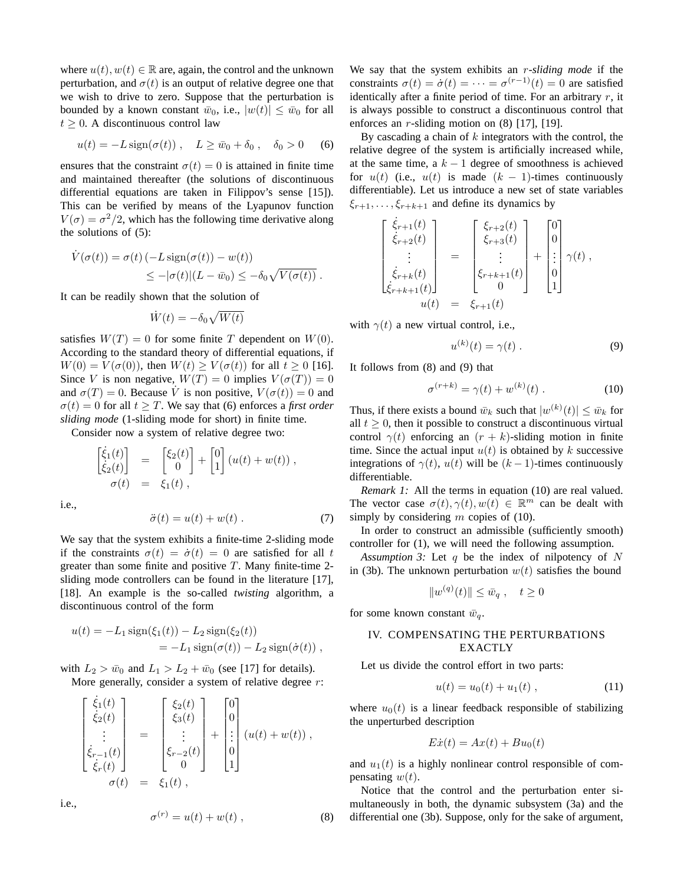where $u(t), w(t) \in \mathbb{R}$ are, again, the control and the unknown perturbation, and $\sigma(t)$ is an output of relative degree one that we wish to drive to zero. Suppose that the perturbation is bounded by a known constant $\bar{w}_0$, i.e., $|w(t)| \leq \bar{w}_0$ for all $t \geq 0$. A discontinuous control law

$$u(t) = -L\,\mathrm{sign}(\sigma(t)) \ , \quad L \geq \bar{w}_0 + \delta_0 \ , \quad \delta_0 > 0 \tag{6}$$

ensures that the constraint $\sigma(t) = 0$ is attained in finite time and maintained thereafter (the solutions of discontinuous differential equations are taken in Filippov's sense [15]). This can be verified by means of the Lyapunov function $V(\sigma) = \sigma^2/2$, which has the following time derivative along the solutions of (5):

$$\begin{aligned} \dot{V}(\sigma(t)) &= \sigma(t)\left(-L\,\mathrm{sign}(\sigma(t)) - w(t)\right) \\ &\leq -|\sigma(t)|(L - \bar{w}_0) \leq -\delta_0 \sqrt{V(\sigma(t))} \ . \end{aligned}$$

It can be readily shown that the solution of

$$\dot{W}(t) = -\delta_0 \sqrt{W(t)}$$

satisfies $W(T) = 0$ for some finite $T$ dependent on $W(0)$. According to the standard theory of differential equations, if $W(0) = V(\sigma(0))$, then $W(t) \geq V(\sigma(t))$ for all $t \geq 0$ [16]. Since $V$ is non negative, $W(T) = 0$ implies $V(\sigma(T)) = 0$ and $\sigma(T) = 0$. Because $\dot{V}$ is non positive, $V(\sigma(t)) = 0$ and $\sigma(t) = 0$ for all $t \geq T$. We say that (6) enforces a *first order sliding mode* (1-sliding mode for short) in finite time.

Consider now a system of relative degree two:

$$\begin{aligned} \begin{bmatrix} \dot{\xi}_1(t) \\ \dot{\xi}_2(t) \end{bmatrix} &= \begin{bmatrix} \xi_2(t) \\ 0 \end{bmatrix} + \begin{bmatrix} 0 \\ 1 \end{bmatrix} (u(t) + w(t)) \ , \\ \sigma(t) &= \xi_1(t) \ , \end{aligned}$$

i.e.,

$$\ddot{\sigma}(t) = u(t) + w(t) \ . \tag{7}$$

We say that the system exhibits a finite-time 2-sliding mode if the constraints $\sigma(t) = \dot{\sigma}(t) = 0$ are satisfied for all $t$ greater than some finite and positive $T$. Many finite-time 2-sliding mode controllers can be found in the literature [17], [18]. An example is the so-called *twisting* algorithm, a discontinuous control of the form

$$\begin{aligned} u(t) &= -L_1\,\mathrm{sign}(\xi_1(t)) - L_2\,\mathrm{sign}(\xi_2(t)) \\ &= -L_1\,\mathrm{sign}(\sigma(t)) - L_2\,\mathrm{sign}(\dot{\sigma}(t)) \ , \end{aligned}$$

with $L_2 > \bar{w}_0$ and $L_1 > L_2 + \bar{w}_0$ (see [17] for details).

More generally, consider a system of relative degree $r$:

$$\begin{aligned} \begin{bmatrix} \dot{\xi}_1(t) \\ \dot{\xi}_2(t) \\ \vdots \\ \dot{\xi}_{r-1}(t) \\ \dot{\xi}_r(t) \end{bmatrix} &= \begin{bmatrix} \xi_2(t) \\ \xi_3(t) \\ \vdots \\ \xi_{r-2}(t) \\ 0 \end{bmatrix} + \begin{bmatrix} 0 \\ 0 \\ \vdots \\ 0 \\ 1 \end{bmatrix} (u(t) + w(t)) \ , \\ \sigma(t) &= \xi_1(t) \ , \end{aligned}$$

i.e.,

$$\sigma^{(r)} = u(t) + w(t) \ , \tag{8}$$

We say that the system exhibits an *r-sliding mode* if the constraints $\sigma(t) = \dot{\sigma}(t) = \cdots = \sigma^{(r-1)}(t) = 0$ are satisfied identically after a finite period of time. For an arbitrary $r$, it is always possible to construct a discontinuous control that enforces an $r$-sliding motion on (8) [17], [19].

By cascading a chain of $k$ integrators with the control, the relative degree of the system is artificially increased while, at the same time, a $k-1$ degree of smoothness is achieved for $u(t)$ (i.e., $u(t)$ is made $(k-1)$-times continuously differentiable). Let us introduce a new set of state variables $\xi_{r+1}, \ldots, \xi_{r+k+1}$ and define its dynamics by

$$\begin{aligned} \begin{bmatrix} \dot{\xi}_{r+1}(t) \\ \dot{\xi}_{r+2}(t) \\ \vdots \\ \dot{\xi}_{r+k}(t) \\ \dot{\xi}_{r+k+1}(t) \end{bmatrix} &= \begin{bmatrix} \xi_{r+2}(t) \\ \xi_{r+3}(t) \\ \vdots \\ \xi_{r+k+1}(t) \\ 0 \end{bmatrix} + \begin{bmatrix} 0 \\ 0 \\ \vdots \\ 0 \\ 1 \end{bmatrix} \gamma(t) \ , \\ u(t) &= \xi_{r+1}(t) \end{aligned}$$

with $\gamma(t)$ a new virtual control, i.e.,

$$u^{(k)}(t) = \gamma(t) \ . \tag{9}$$

It follows from (8) and (9) that

$$\sigma^{(r+k)} = \gamma(t) + w^{(k)}(t) \ . \tag{10}$$

Thus, if there exists a bound $\bar{w}_k$ such that $|w^{(k)}(t)| \leq \bar{w}_k$ for all $t \geq 0$, then it possible to construct a discontinuous virtual control $\gamma(t)$ enforcing an $(r+k)$-sliding motion in finite time. Since the actual input $u(t)$ is obtained by $k$ successive integrations of $\gamma(t)$, $u(t)$ will be $(k-1)$-times continuously differentiable.

*Remark 1:* All the terms in equation (10) are real valued. The vector case $\sigma(t), \gamma(t), w(t) \in \mathbb{R}^m$ can be dealt with simply by considering $m$ copies of (10).

In order to construct an admissible (sufficiently smooth) controller for (1), we will need the following assumption.

*Assumption 3:* Let $q$ be the index of nilpotency of $N$ in (3b). The unknown perturbation $w(t)$ satisfies the bound

$$\|w^{(q)}(t)\| \leq \bar{w}_q \ , \quad t \geq 0$$

for some known constant $\bar{w}_q$.

## IV. Compensating the Perturbations Exactly

Let us divide the control effort in two parts:

$$u(t) = u_0(t) + u_1(t) \ , \tag{11}$$

where $u_0(t)$ is a linear feedback responsible of stabilizing the unperturbed description

$$E\dot{x}(t) = Ax(t) + Bu_0(t)$$

and $u_1(t)$ is a highly nonlinear control responsible of compensating $w(t)$.

Notice that the control and the perturbation enter simultaneously in both, the dynamic subsystem (3a) and the differential one (3b). Suppose, only for the sake of argument,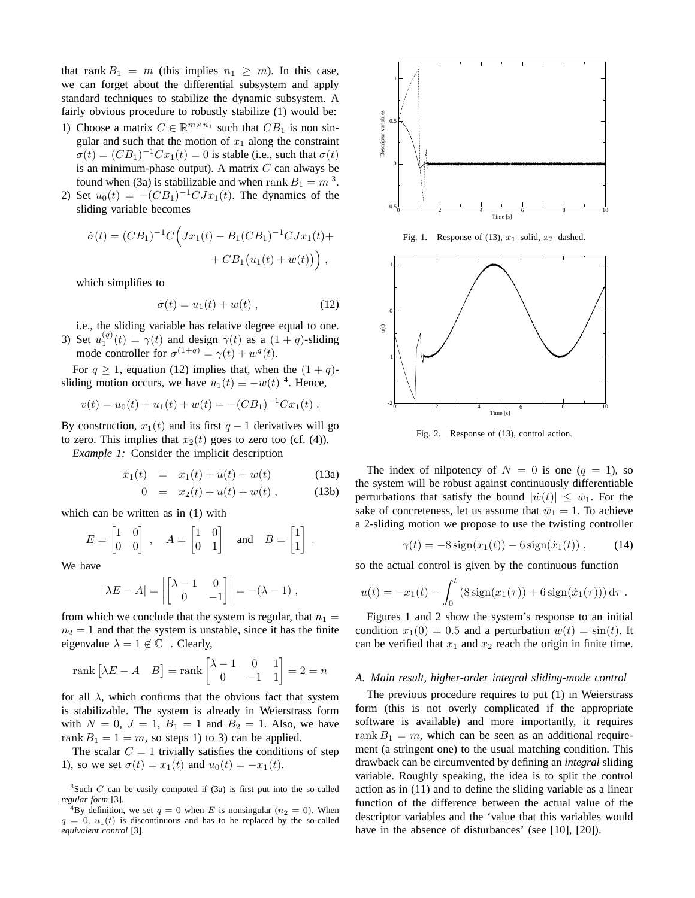that $\operatorname{rank} B_1 = m$ (this implies $n_1 \geq m$). In this case, we can forget about the differential subsystem and apply standard techniques to stabilize the dynamic subsystem. A fairly obvious procedure to robustly stabilize (1) would be:

1) Choose a matrix $C \in \mathbb{R}^{m \times n_1}$ such that $CB_1$ is non singular and such that the motion of $x_1$ along the constraint $\sigma(t) = (CB_1)^{-1} C x_1(t) = 0$ is stable (i.e., such that $\sigma(t)$ is an minimum-phase output). A matrix $C$ can always be found when (3a) is stabilizable and when $\operatorname{rank} B_1 = m$ [3].
2) Set $u_0(t) = -(CB_1)^{-1} C J x_1(t)$. The dynamics of the sliding variable becomes

$$\dot{\sigma}(t) = (CB_1)^{-1} C \Big( J x_1(t) - B_1 (CB_1)^{-1} C J x_1(t) + \\ + CB_1 \big( u_1(t) + w(t) \big) \Big) ,$$

which simplifies to

$$\dot{\sigma}(t) = u_1(t) + w(t) , \tag{12}$$

i.e., the sliding variable has relative degree equal to one.
3) Set $u_1^{(q)}(t) = \gamma(t)$ and design $\gamma(t)$ as a $(1+q)$-sliding mode controller for $\sigma^{(1+q)} = \gamma(t) + w^q(t)$.

For $q \geq 1$, equation (12) implies that, when the $(1+q)$-sliding motion occurs, we have $u_1(t) \equiv -w(t)$ [4]. Hence,

$$v(t) = u_0(t) + u_1(t) + w(t) = -(CB_1)^{-1} C x_1(t) .$$

By construction, $x_1(t)$ and its first $q-1$ derivatives will go to zero. This implies that $x_2(t)$ goes to zero too (cf. (4)).

*Example 1:* Consider the implicit description

$$\dot{x}_1(t) = x_1(t) + u(t) + w(t) \tag{13a}$$

$$0 = x_2(t) + u(t) + w(t) , \tag{13b}$$

which can be written as in (1) with

$$E = \begin{bmatrix} 1 & 0 \\ 0 & 0 \end{bmatrix} , \quad A = \begin{bmatrix} 1 & 0 \\ 0 & 1 \end{bmatrix} \quad \text{and} \quad B = \begin{bmatrix} 1 \\ 1 \end{bmatrix} .$$

We have

$$|\lambda E - A| = \left| \begin{bmatrix} \lambda - 1 & 0 \\ 0 & -1 \end{bmatrix} \right| = -(\lambda - 1) ,$$

from which we conclude that the system is regular, that $n_1 = n_2 = 1$ and that the system is unstable, since it has the finite eigenvalue $\lambda = 1 \notin \mathbb{C}^-$. Clearly,

$$\operatorname{rank} \begin{bmatrix} \lambda E - A & B \end{bmatrix} = \operatorname{rank} \begin{bmatrix} \lambda - 1 & 0 & 1 \\ 0 & -1 & 1 \end{bmatrix} = 2 = n$$

for all $\lambda$, which confirms that the obvious fact that system is stabilizable. The system is already in Weierstrass form with $N = 0$, $J = 1$, $B_1 = 1$ and $B_2 = 1$. Also, we have $\operatorname{rank} B_1 = 1 = m$, so steps 1) to 3) can be applied.

The scalar $C = 1$ trivially satisfies the conditions of step 1), so we set $\sigma(t) = x_1(t)$ and $u_0(t) = -x_1(t)$.

[3] Such $C$ can be easily computed if (3a) is first put into the so-called *regular form* [3].

[4] By definition, we set $q = 0$ when $E$ is nonsingular ($n_2 = 0$). When $q = 0$, $u_1(t)$ is discontinuous and has to be replaced by the so-called *equivalent control* [3].

Fig. 1. Response of (13), $x_1$–solid, $x_2$–dashed.

Fig. 2. Response of (13), control action.

The index of nilpotency of $N = 0$ is one ($q = 1$), so the system will be robust against continuously differentiable perturbations that satisfy the bound $|\dot{w}(t)| \leq \bar{w}_1$. For the sake of concreteness, let us assume that $\bar{w}_1 = 1$. To achieve a 2-sliding motion we propose to use the twisting controller

$$\gamma(t) = -8 \operatorname{sign}(x_1(t)) - 6 \operatorname{sign}(\dot{x}_1(t)) , \tag{14}$$

so the actual control is given by the continuous function

$$u(t) = -x_1(t) - \int_0^t \left( 8 \operatorname{sign}(x_1(\tau)) + 6 \operatorname{sign}(\dot{x}_1(\tau)) \right) \mathrm{d}\tau .$$

Figures 1 and 2 show the system's response to an initial condition $x_1(0) = 0.5$ and a perturbation $w(t) = \sin(t)$. It can be verified that $x_1$ and $x_2$ reach the origin in finite time.

### A. Main result, higher-order integral sliding-mode control

The previous procedure requires to put (1) in Weierstrass form (this is not overly complicated if the appropriate software is available) and more importantly, it requires $\operatorname{rank} B_1 = m$, which can be seen as an additional requirement (a stringent one) to the usual matching condition. This drawback can be circumvented by defining an *integral* sliding variable. Roughly speaking, the idea is to split the control action as in (11) and to define the sliding variable as a linear function of the difference between the actual value of the descriptor variables and the 'value that this variables would have in the absence of disturbances' (see [10], [20]).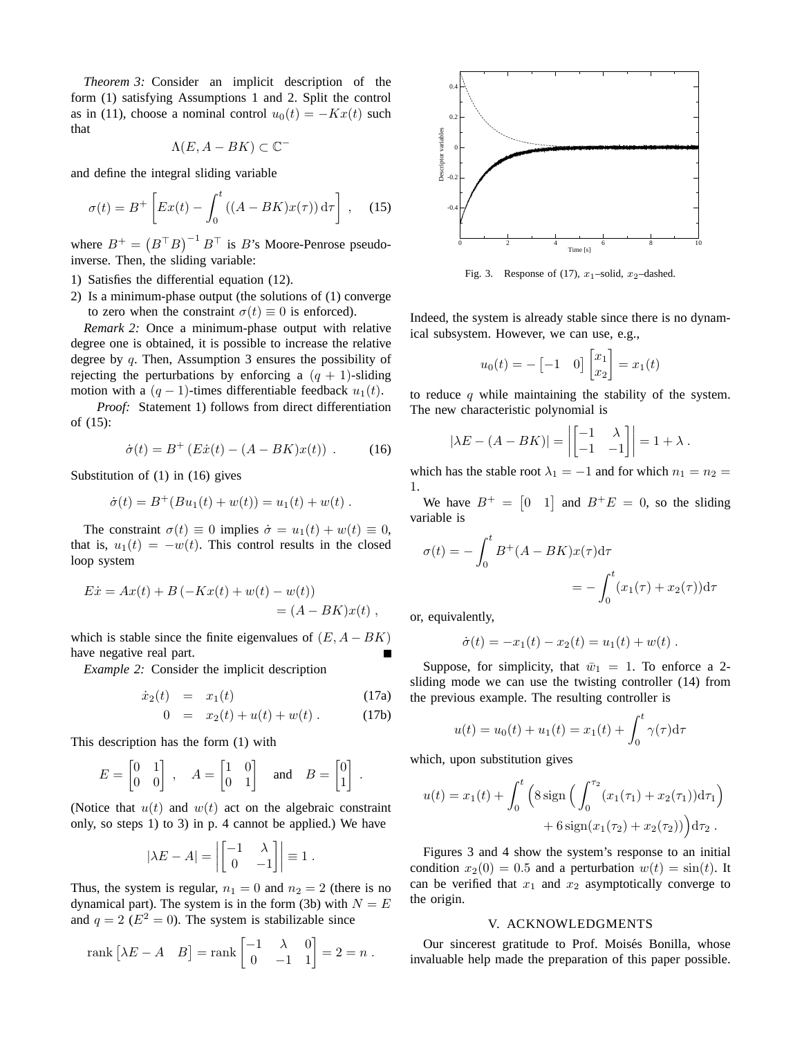*Theorem 3:* Consider an implicit description of the form (1) satisfying Assumptions 1 and 2. Split the control as in (11), choose a nominal control $u_0(t) = -Kx(t)$ such that

$$\Lambda(E, A - BK) \subset \mathbb{C}^-$$

and define the integral sliding variable

$$\sigma(t) = B^+ \left[ Ex(t) - \int_0^t \left((A - BK)x(\tau)\right) \mathrm{d}\tau \right] , \quad (15)$$

where $B^+ = \left(B^\top B\right)^{-1} B^\top$ is $B$'s Moore-Penrose pseudo-inverse. Then, the sliding variable:

1) Satisfies the differential equation (12).
2) Is a minimum-phase output (the solutions of (1) converge to zero when the constraint $\sigma(t) \equiv 0$ is enforced).

*Remark 2:* Once a minimum-phase output with relative degree one is obtained, it is possible to increase the relative degree by $q$. Then, Assumption 3 ensures the possibility of rejecting the perturbations by enforcing a $(q+1)$-sliding motion with a $(q-1)$-times differentiable feedback $u_1(t)$.

*Proof:* Statement 1) follows from direct differentiation of (15):

$$\dot{\sigma}(t) = B^+ \left( E\dot{x}(t) - (A - BK)x(t) \right) . \quad (16)$$

Substitution of (1) in (16) gives

$$\dot{\sigma}(t) = B^+ (Bu_1(t) + w(t)) = u_1(t) + w(t) .$$

The constraint $\sigma(t) \equiv 0$ implies $\dot{\sigma} = u_1(t) + w(t) \equiv 0$, that is, $u_1(t) = -w(t)$. This control results in the closed loop system

$$E\dot{x} = Ax(t) + B\left(-Kx(t) + w(t) - w(t)\right) = (A - BK)x(t) ,$$

which is stable since the finite eigenvalues of $(E, A - BK)$ have negative real part. ∎

*Example 2:* Consider the implicit description

$$\dot{x}_2(t) = x_1(t) \quad (17a)$$
$$0 = x_2(t) + u(t) + w(t) . \quad (17b)$$

This description has the form (1) with

$$E = \begin{bmatrix} 0 & 1 \\ 0 & 0 \end{bmatrix} , \quad A = \begin{bmatrix} 1 & 0 \\ 0 & 1 \end{bmatrix} \quad \text{and} \quad B = \begin{bmatrix} 0 \\ 1 \end{bmatrix} .$$

(Notice that $u(t)$ and $w(t)$ act on the algebraic constraint only, so steps 1) to 3) in p. 4 cannot be applied.) We have

$$|\lambda E - A| = \left| \begin{bmatrix} -1 & \lambda \\ 0 & -1 \end{bmatrix} \right| \equiv 1 .$$

Thus, the system is regular, $n_1 = 0$ and $n_2 = 2$ (there is no dynamical part). The system is in the form (3b) with $N = E$ and $q = 2$ ($E^2 = 0$). The system is stabilizable since

$$\operatorname{rank} \begin{bmatrix} \lambda E - A & B \end{bmatrix} = \operatorname{rank} \begin{bmatrix} -1 & \lambda & 0 \\ 0 & -1 & 1 \end{bmatrix} = 2 = n .$$

Fig. 3. Response of (17), $x_1$–solid, $x_2$–dashed.

Indeed, the system is already stable since there is no dynamical subsystem. However, we can use, e.g.,

$$u_0(t) = -\begin{bmatrix} -1 & 0 \end{bmatrix} \begin{bmatrix} x_1 \\ x_2 \end{bmatrix} = x_1(t)$$

to reduce $q$ while maintaining the stability of the system. The new characteristic polynomial is

$$|\lambda E - (A - BK)| = \left| \begin{bmatrix} -1 & \lambda \\ -1 & -1 \end{bmatrix} \right| = 1 + \lambda .$$

which has the stable root $\lambda_1 = -1$ and for which $n_1 = n_2 = 1$.

We have $B^+ = \begin{bmatrix} 0 & 1 \end{bmatrix}$ and $B^+ E = 0$, so the sliding variable is

$$\sigma(t) = -\int_0^t B^+ (A - BK)x(\tau)\mathrm{d}\tau = -\int_0^t (x_1(\tau) + x_2(\tau))\mathrm{d}\tau$$

or, equivalently,

$$\dot{\sigma}(t) = -x_1(t) - x_2(t) = u_1(t) + w(t) .$$

Suppose, for simplicity, that $\bar{w}_1 = 1$. To enforce a 2-sliding mode we can use the twisting controller (14) from the previous example. The resulting controller is

$$u(t) = u_0(t) + u_1(t) = x_1(t) + \int_0^t \gamma(\tau)\mathrm{d}\tau$$

which, upon substitution gives

$$u(t) = x_1(t) + \int_0^t \Big( 8 \operatorname{sign}\Big( \int_0^{\tau_2} (x_1(\tau_1) + x_2(\tau_1))\mathrm{d}\tau_1 \Big) + 6 \operatorname{sign}(x_1(\tau_2) + x_2(\tau_2)) \Big) \mathrm{d}\tau_2 .$$

Figures 3 and 4 show the system's response to an initial condition $x_2(0) = 0.5$ and a perturbation $w(t) = \sin(t)$. It can be verified that $x_1$ and $x_2$ asymptotically converge to the origin.

## V. ACKNOWLEDGMENTS

Our sincerest gratitude to Prof. Moisés Bonilla, whose invaluable help made the preparation of this paper possible.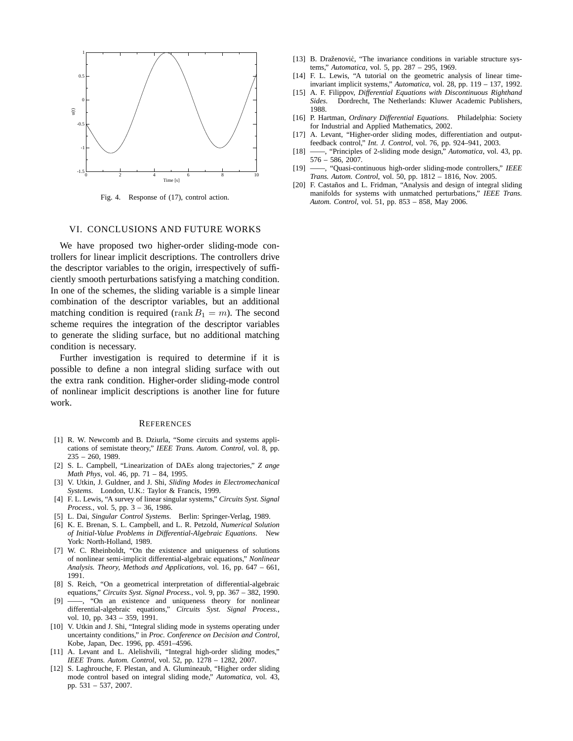1
0.5
0
-0.5
-1
-1.5
u(t)
0 2 4 6 8 10
Time [s]

Fig. 4. Response of (17), control action.

## VI. CONCLUSIONS AND FUTURE WORKS

We have proposed two higher-order sliding-mode controllers for linear implicit descriptions. The controllers drive the descriptor variables to the origin, irrespectively of sufficiently smooth perturbations satisfying a matching condition. In one of the schemes, the sliding variable is a simple linear combination of the descriptor variables, but an additional matching condition is required ($\operatorname{rank} B_1 = m$). The second scheme requires the integration of the descriptor variables to generate the sliding surface, but no additional matching condition is necessary.

Further investigation is required to determine if it is possible to define a non integral sliding surface with out the extra rank condition. Higher-order sliding-mode control of nonlinear implicit descriptions is another line for future work.

## REFERENCES

[1] R. W. Newcomb and B. Dziurla, "Some circuits and systems applications of semistate theory," *IEEE Trans. Autom. Control*, vol. 8, pp. 235 – 260, 1989.

[2] S. L. Campbell, "Linearization of DAEs along trajectories," *Z ange Math Phys*, vol. 46, pp. 71 – 84, 1995.

[3] V. Utkin, J. Guldner, and J. Shi, *Sliding Modes in Electromechanical Systems*. London, U.K.: Taylor & Francis, 1999.

[4] F. L. Lewis, "A survey of linear singular systems," *Circuits Syst. Signal Process.*, vol. 5, pp. 3 – 36, 1986.

[5] L. Dai, *Singular Control Systems*. Berlin: Springer-Verlag, 1989.

[6] K. E. Brenan, S. L. Campbell, and L. R. Petzold, *Numerical Solution of Initial-Value Problems in Differential-Algebraic Equations*. New York: North-Holland, 1989.

[7] W. C. Rheinboldt, "On the existence and uniqueness of solutions of nonlinear semi-implicit differential-algebraic equations," *Nonlinear Analysis. Theory, Methods and Applications*, vol. 16, pp. 647 – 661, 1991.

[8] S. Reich, "On a geometrical interpretation of differential-algebraic equations," *Circuits Syst. Signal Process.*, vol. 9, pp. 367 – 382, 1990.

[9] ——, "On an existence and uniqueness theory for nonlinear differential-algebraic equations," *Circuits Syst. Signal Process.*, vol. 10, pp. 343 – 359, 1991.

[10] V. Utkin and J. Shi, "Integral sliding mode in systems operating under uncertainty conditions," in *Proc. Conference on Decision and Control*, Kobe, Japan, Dec. 1996, pp. 4591–4596.

[11] A. Levant and L. Alelishvili, "Integral high-order sliding modes," *IEEE Trans. Autom. Control*, vol. 52, pp. 1278 – 1282, 2007.

[12] S. Laghrouche, F. Plestan, and A. Glumineaub, "Higher order sliding mode control based on integral sliding mode," *Automatica*, vol. 43, pp. 531 – 537, 2007.

[13] B. Draženović, "The invariance conditions in variable structure systems," *Automatica*, vol. 5, pp. 287 – 295, 1969.

[14] F. L. Lewis, "A tutorial on the geometric analysis of linear time-invariant implicit systems," *Automatica*, vol. 28, pp. 119 – 137, 1992.

[15] A. F. Filippov, *Differential Equations with Discontinuous Righthand Sides*. Dordrecht, The Netherlands: Kluwer Academic Publishers, 1988.

[16] P. Hartman, *Ordinary Differential Equations*. Philadelphia: Society for Industrial and Applied Mathematics, 2002.

[17] A. Levant, "Higher-order sliding modes, differentiation and output-feedback control," *Int. J. Control*, vol. 76, pp. 924–941, 2003.

[18] ——, "Principles of 2-sliding mode design," *Automatica*, vol. 43, pp. 576 – 586, 2007.

[19] ——, "Quasi-continuous high-order sliding-mode controllers," *IEEE Trans. Autom. Control*, vol. 50, pp. 1812 – 1816, Nov. 2005.

[20] F. Castaños and L. Fridman, "Analysis and design of integral sliding manifolds for systems with unmatched perturbations," *IEEE Trans. Autom. Control*, vol. 51, pp. 853 – 858, May 2006.